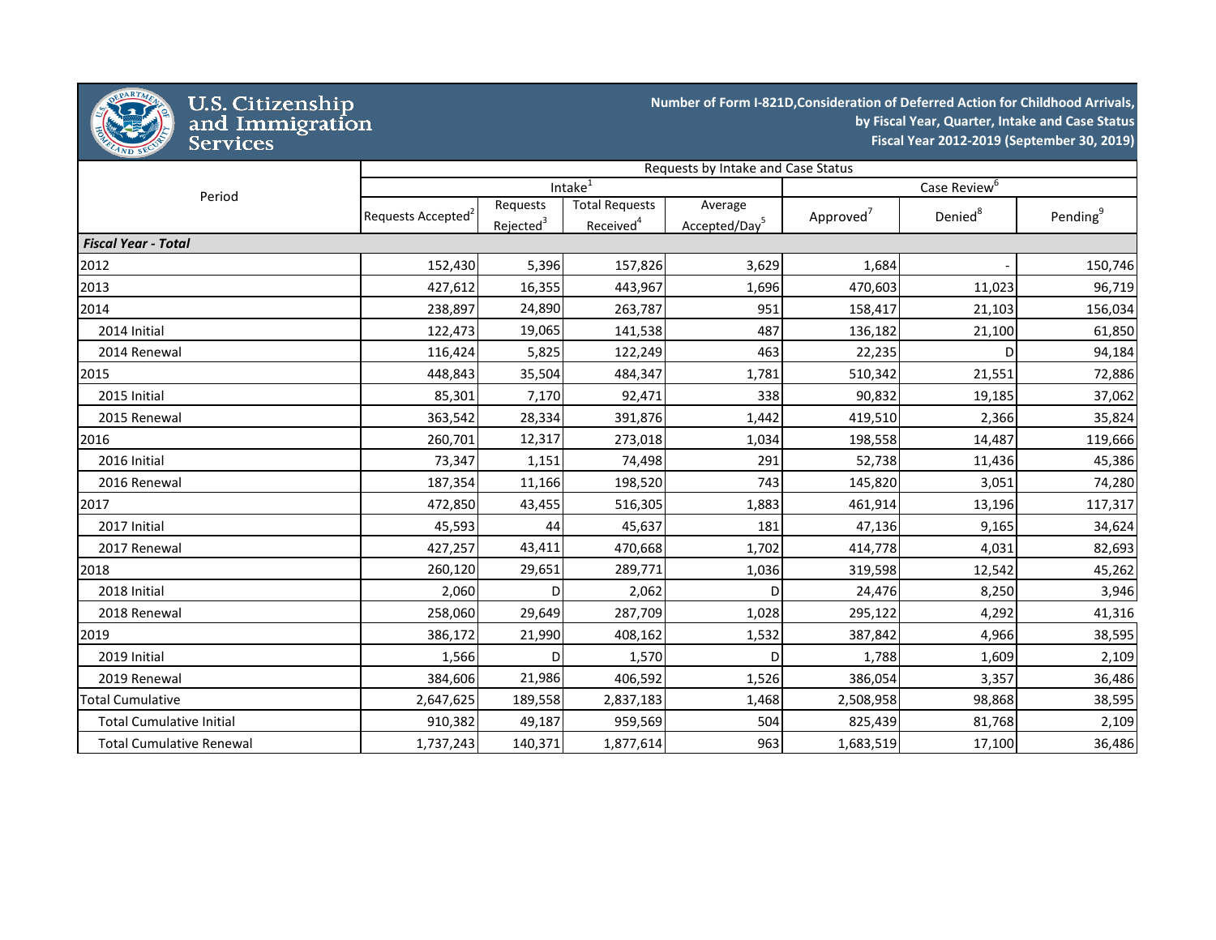U.S. Citizenship and Immigration Services

**Number of Form I-821D,Consideration of Deferred Action for Childhood Arrivals, by Fiscal Year, Quarter, Intake and Case Status Fiscal Year 2012-2019 (September 30, 2019)**

| Period | Requests by Intake and Case Status | | | | | | |
|---|---|---|---|---|---|---|---|
| | Intake[1] | | | | Case Review[6] | | |
| | Requests Accepted[2] | Requests Rejected[3] | Total Requests Received[4] | Average Accepted/Day[5] | Approved[7] | Denied[8] | Pending[9] |
| ***Fiscal Year - Total*** | | | | | | | |
| 2012 | 152,430 | 5,396 | 157,826 | 3,629 | 1,684 | - | 150,746 |
| 2013 | 427,612 | 16,355 | 443,967 | 1,696 | 470,603 | 11,023 | 96,719 |
| 2014 | 238,897 | 24,890 | 263,787 | 951 | 158,417 | 21,103 | 156,034 |
| 2014 Initial | 122,473 | 19,065 | 141,538 | 487 | 136,182 | 21,100 | 61,850 |
| 2014 Renewal | 116,424 | 5,825 | 122,249 | 463 | 22,235 | D | 94,184 |
| 2015 | 448,843 | 35,504 | 484,347 | 1,781 | 510,342 | 21,551 | 72,886 |
| 2015 Initial | 85,301 | 7,170 | 92,471 | 338 | 90,832 | 19,185 | 37,062 |
| 2015 Renewal | 363,542 | 28,334 | 391,876 | 1,442 | 419,510 | 2,366 | 35,824 |
| 2016 | 260,701 | 12,317 | 273,018 | 1,034 | 198,558 | 14,487 | 119,666 |
| 2016 Initial | 73,347 | 1,151 | 74,498 | 291 | 52,738 | 11,436 | 45,386 |
| 2016 Renewal | 187,354 | 11,166 | 198,520 | 743 | 145,820 | 3,051 | 74,280 |
| 2017 | 472,850 | 43,455 | 516,305 | 1,883 | 461,914 | 13,196 | 117,317 |
| 2017 Initial | 45,593 | 44 | 45,637 | 181 | 47,136 | 9,165 | 34,624 |
| 2017 Renewal | 427,257 | 43,411 | 470,668 | 1,702 | 414,778 | 4,031 | 82,693 |
| 2018 | 260,120 | 29,651 | 289,771 | 1,036 | 319,598 | 12,542 | 45,262 |
| 2018 Initial | 2,060 | D | 2,062 | D | 24,476 | 8,250 | 3,946 |
| 2018 Renewal | 258,060 | 29,649 | 287,709 | 1,028 | 295,122 | 4,292 | 41,316 |
| 2019 | 386,172 | 21,990 | 408,162 | 1,532 | 387,842 | 4,966 | 38,595 |
| 2019 Initial | 1,566 | D | 1,570 | D | 1,788 | 1,609 | 2,109 |
| 2019 Renewal | 384,606 | 21,986 | 406,592 | 1,526 | 386,054 | 3,357 | 36,486 |
| Total Cumulative | 2,647,625 | 189,558 | 2,837,183 | 1,468 | 2,508,958 | 98,868 | 38,595 |
| Total Cumulative Initial | 910,382 | 49,187 | 959,569 | 504 | 825,439 | 81,768 | 2,109 |
| Total Cumulative Renewal | 1,737,243 | 140,371 | 1,877,614 | 963 | 1,683,519 | 17,100 | 36,486 |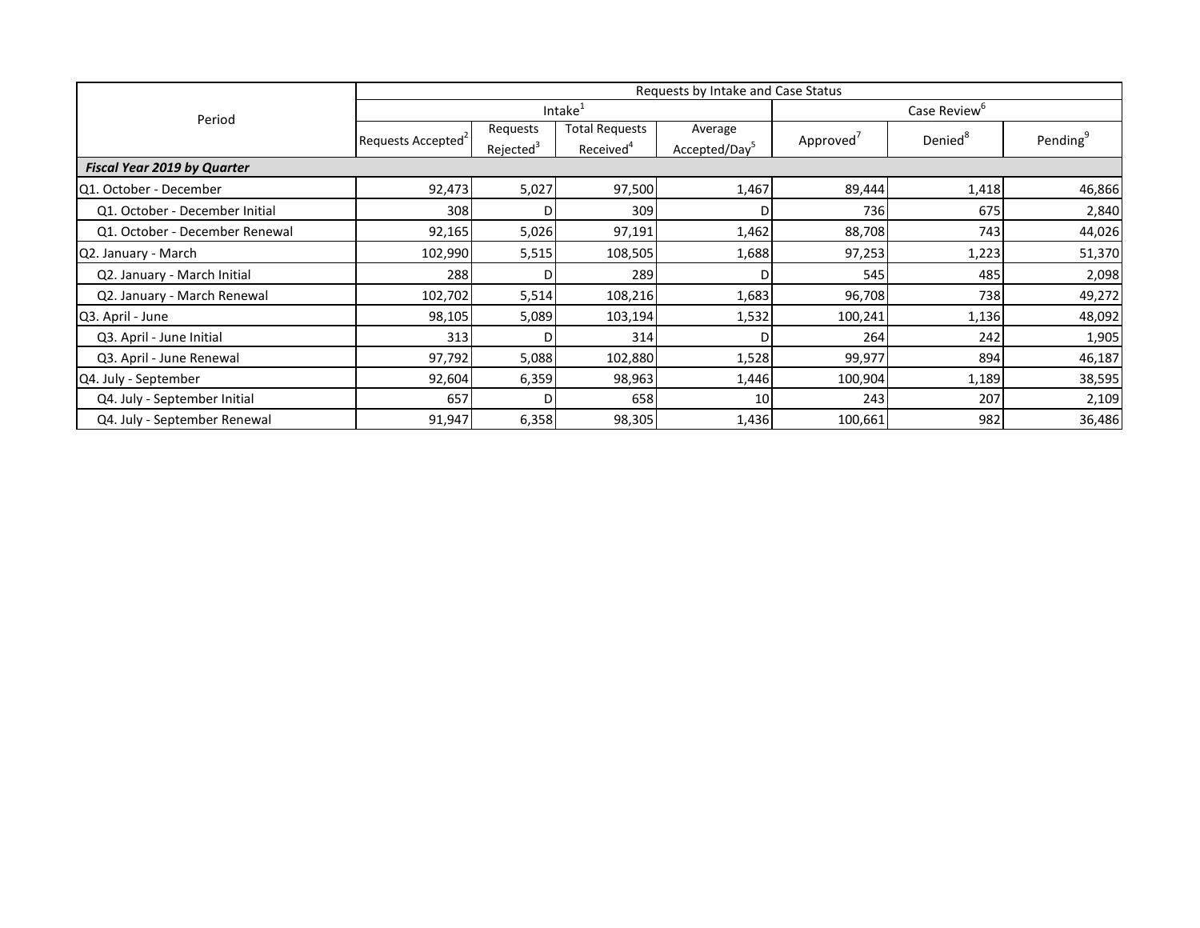| Period | Requests by Intake and Case Status | | | | | | |
|---|---|---|---|---|---|---|---|
| | Intake[1] | | | | Case Review[6] | | |
| | Requests Accepted[2] | Requests Rejected[3] | Total Requests Received[4] | Average Accepted/Day[5] | Approved[7] | Denied[8] | Pending[9] |
| ***Fiscal Year 2019 by Quarter*** | | | | | | | |
| Q1. October - December | 92,473 | 5,027 | 97,500 | 1,467 | 89,444 | 1,418 | 46,866 |
| Q1. October - December Initial | 308 | D | 309 | D | 736 | 675 | 2,840 |
| Q1. October - December Renewal | 92,165 | 5,026 | 97,191 | 1,462 | 88,708 | 743 | 44,026 |
| Q2. January - March | 102,990 | 5,515 | 108,505 | 1,688 | 97,253 | 1,223 | 51,370 |
| Q2. January - March Initial | 288 | D | 289 | D | 545 | 485 | 2,098 |
| Q2. January - March Renewal | 102,702 | 5,514 | 108,216 | 1,683 | 96,708 | 738 | 49,272 |
| Q3. April - June | 98,105 | 5,089 | 103,194 | 1,532 | 100,241 | 1,136 | 48,092 |
| Q3. April - June Initial | 313 | D | 314 | D | 264 | 242 | 1,905 |
| Q3. April - June Renewal | 97,792 | 5,088 | 102,880 | 1,528 | 99,977 | 894 | 46,187 |
| Q4. July - September | 92,604 | 6,359 | 98,963 | 1,446 | 100,904 | 1,189 | 38,595 |
| Q4. July - September Initial | 657 | D | 658 | 10 | 243 | 207 | 2,109 |
| Q4. July - September Renewal | 91,947 | 6,358 | 98,305 | 1,436 | 100,661 | 982 | 36,486 |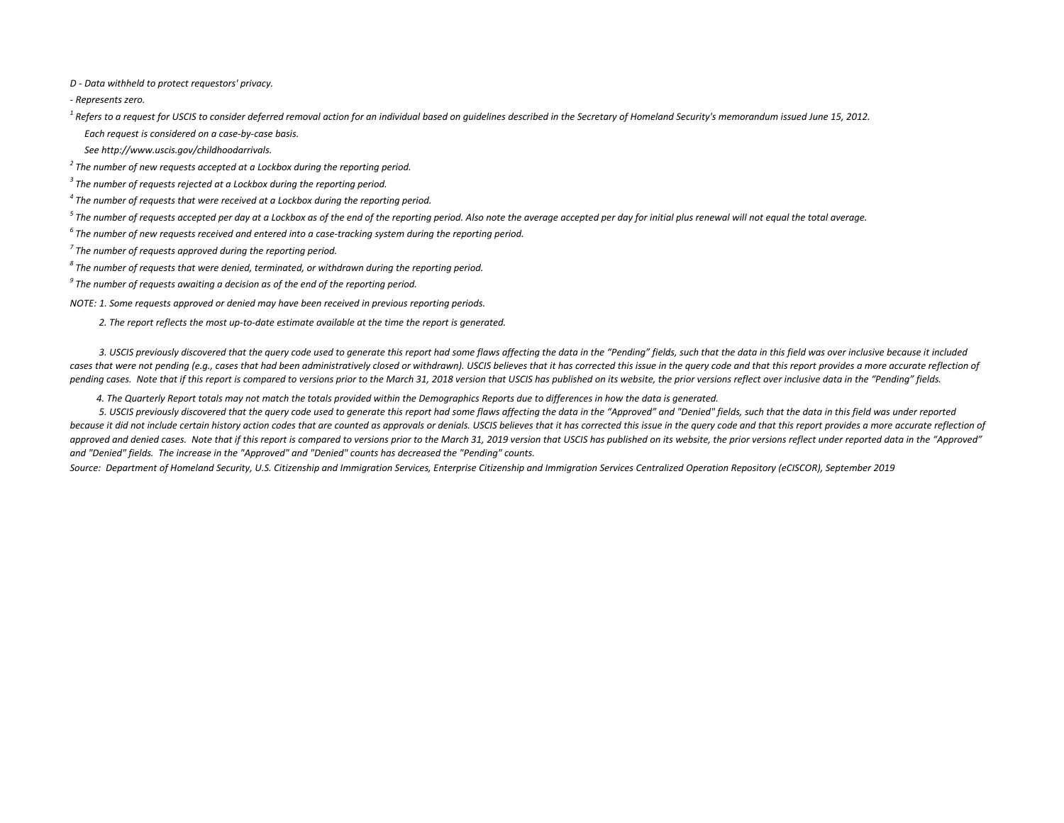*D - Data withheld to protect requestors' privacy.*

*- Represents zero.*

*[1] Refers to a request for USCIS to consider deferred removal action for an individual based on guidelines described in the Secretary of Homeland Security's memorandum issued June 15, 2012.*

*Each request is considered on a case-by-case basis.*

*See http://www.uscis.gov/childhoodarrivals.*

*[2] The number of new requests accepted at a Lockbox during the reporting period.*

*[3] The number of requests rejected at a Lockbox during the reporting period.*

*[4] The number of requests that were received at a Lockbox during the reporting period.*

*[5] The number of requests accepted per day at a Lockbox as of the end of the reporting period. Also note the average accepted per day for initial plus renewal will not equal the total average.*

*[6] The number of new requests received and entered into a case-tracking system during the reporting period.*

*[7] The number of requests approved during the reporting period.*

*[8] The number of requests that were denied, terminated, or withdrawn during the reporting period.*

*[9] The number of requests awaiting a decision as of the end of the reporting period.*

*NOTE: 1. Some requests approved or denied may have been received in previous reporting periods.*

*2. The report reflects the most up-to-date estimate available at the time the report is generated.*

*3. USCIS previously discovered that the query code used to generate this report had some flaws affecting the data in the "Pending" fields, such that the data in this field was over inclusive because it included cases that were not pending (e.g., cases that had been administratively closed or withdrawn). USCIS believes that it has corrected this issue in the query code and that this report provides a more accurate reflection of pending cases. Note that if this report is compared to versions prior to the March 31, 2018 version that USCIS has published on its website, the prior versions reflect over inclusive data in the "Pending" fields.*

*4. The Quarterly Report totals may not match the totals provided within the Demographics Reports due to differences in how the data is generated.*

*5. USCIS previously discovered that the query code used to generate this report had some flaws affecting the data in the "Approved" and "Denied" fields, such that the data in this field was under reported because it did not include certain history action codes that are counted as approvals or denials. USCIS believes that it has corrected this issue in the query code and that this report provides a more accurate reflection of approved and denied cases. Note that if this report is compared to versions prior to the March 31, 2019 version that USCIS has published on its website, the prior versions reflect under reported data in the "Approved" and "Denied" fields. The increase in the "Approved" and "Denied" counts has decreased the "Pending" counts.*

*Source: Department of Homeland Security, U.S. Citizenship and Immigration Services, Enterprise Citizenship and Immigration Services Centralized Operation Repository (eCISCOR), September 2019*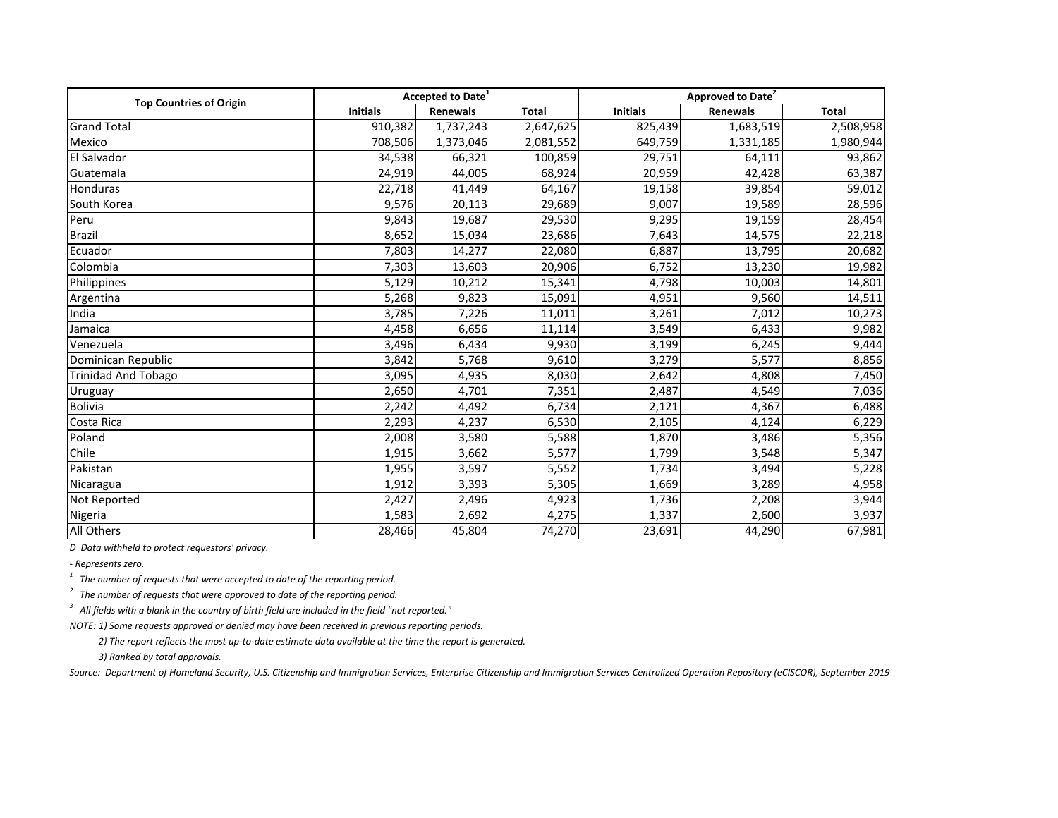| Top Countries of Origin | Accepted to Date[1] | | | Approved to Date[2] | | |
|---|---|---|---|---|---|---|
| | Initials | Renewals | Total | Initials | Renewals | Total |
| Grand Total | 910,382 | 1,737,243 | 2,647,625 | 825,439 | 1,683,519 | 2,508,958 |
| Mexico | 708,506 | 1,373,046 | 2,081,552 | 649,759 | 1,331,185 | 1,980,944 |
| El Salvador | 34,538 | 66,321 | 100,859 | 29,751 | 64,111 | 93,862 |
| Guatemala | 24,919 | 44,005 | 68,924 | 20,959 | 42,428 | 63,387 |
| Honduras | 22,718 | 41,449 | 64,167 | 19,158 | 39,854 | 59,012 |
| South Korea | 9,576 | 20,113 | 29,689 | 9,007 | 19,589 | 28,596 |
| Peru | 9,843 | 19,687 | 29,530 | 9,295 | 19,159 | 28,454 |
| Brazil | 8,652 | 15,034 | 23,686 | 7,643 | 14,575 | 22,218 |
| Ecuador | 7,803 | 14,277 | 22,080 | 6,887 | 13,795 | 20,682 |
| Colombia | 7,303 | 13,603 | 20,906 | 6,752 | 13,230 | 19,982 |
| Philippines | 5,129 | 10,212 | 15,341 | 4,798 | 10,003 | 14,801 |
| Argentina | 5,268 | 9,823 | 15,091 | 4,951 | 9,560 | 14,511 |
| India | 3,785 | 7,226 | 11,011 | 3,261 | 7,012 | 10,273 |
| Jamaica | 4,458 | 6,656 | 11,114 | 3,549 | 6,433 | 9,982 |
| Venezuela | 3,496 | 6,434 | 9,930 | 3,199 | 6,245 | 9,444 |
| Dominican Republic | 3,842 | 5,768 | 9,610 | 3,279 | 5,577 | 8,856 |
| Trinidad And Tobago | 3,095 | 4,935 | 8,030 | 2,642 | 4,808 | 7,450 |
| Uruguay | 2,650 | 4,701 | 7,351 | 2,487 | 4,549 | 7,036 |
| Bolivia | 2,242 | 4,492 | 6,734 | 2,121 | 4,367 | 6,488 |
| Costa Rica | 2,293 | 4,237 | 6,530 | 2,105 | 4,124 | 6,229 |
| Poland | 2,008 | 3,580 | 5,588 | 1,870 | 3,486 | 5,356 |
| Chile | 1,915 | 3,662 | 5,577 | 1,799 | 3,548 | 5,347 |
| Pakistan | 1,955 | 3,597 | 5,552 | 1,734 | 3,494 | 5,228 |
| Nicaragua | 1,912 | 3,393 | 5,305 | 1,669 | 3,289 | 4,958 |
| Not Reported | 2,427 | 2,496 | 4,923 | 1,736 | 2,208 | 3,944 |
| Nigeria | 1,583 | 2,692 | 4,275 | 1,337 | 2,600 | 3,937 |
| All Others | 28,466 | 45,804 | 74,270 | 23,691 | 44,290 | 67,981 |

*D Data withheld to protect requestors' privacy.*

*- Represents zero.*

*[1] The number of requests that were accepted to date of the reporting period.*

*[2] The number of requests that were approved to date of the reporting period.*

*[3] All fields with a blank in the country of birth field are included in the field "not reported."*

*NOTE: 1) Some requests approved or denied may have been received in previous reporting periods.*

*2) The report reflects the most up-to-date estimate data available at the time the report is generated.*

*3) Ranked by total approvals.*

*Source: Department of Homeland Security, U.S. Citizenship and Immigration Services, Enterprise Citizenship and Immigration Services Centralized Operation Repository (eCISCOR), September 2019*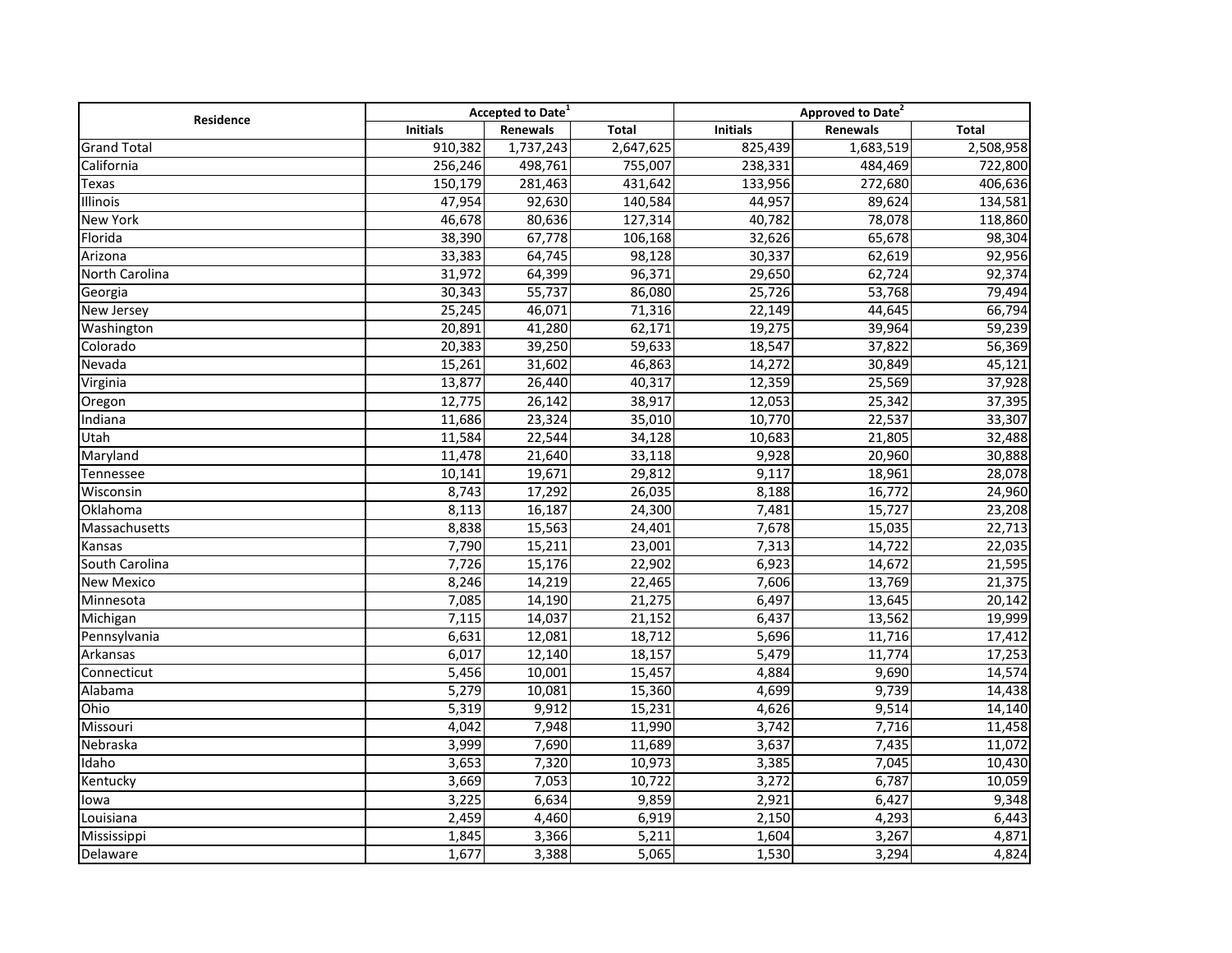| Residence | Accepted to Date[1] | | | Approved to Date[2] | | |
|---|---|---|---|---|---|---|
| | Initials | Renewals | Total | Initials | Renewals | Total |
| Grand Total | 910,382 | 1,737,243 | 2,647,625 | 825,439 | 1,683,519 | 2,508,958 |
| California | 256,246 | 498,761 | 755,007 | 238,331 | 484,469 | 722,800 |
| Texas | 150,179 | 281,463 | 431,642 | 133,956 | 272,680 | 406,636 |
| Illinois | 47,954 | 92,630 | 140,584 | 44,957 | 89,624 | 134,581 |
| New York | 46,678 | 80,636 | 127,314 | 40,782 | 78,078 | 118,860 |
| Florida | 38,390 | 67,778 | 106,168 | 32,626 | 65,678 | 98,304 |
| Arizona | 33,383 | 64,745 | 98,128 | 30,337 | 62,619 | 92,956 |
| North Carolina | 31,972 | 64,399 | 96,371 | 29,650 | 62,724 | 92,374 |
| Georgia | 30,343 | 55,737 | 86,080 | 25,726 | 53,768 | 79,494 |
| New Jersey | 25,245 | 46,071 | 71,316 | 22,149 | 44,645 | 66,794 |
| Washington | 20,891 | 41,280 | 62,171 | 19,275 | 39,964 | 59,239 |
| Colorado | 20,383 | 39,250 | 59,633 | 18,547 | 37,822 | 56,369 |
| Nevada | 15,261 | 31,602 | 46,863 | 14,272 | 30,849 | 45,121 |
| Virginia | 13,877 | 26,440 | 40,317 | 12,359 | 25,569 | 37,928 |
| Oregon | 12,775 | 26,142 | 38,917 | 12,053 | 25,342 | 37,395 |
| Indiana | 11,686 | 23,324 | 35,010 | 10,770 | 22,537 | 33,307 |
| Utah | 11,584 | 22,544 | 34,128 | 10,683 | 21,805 | 32,488 |
| Maryland | 11,478 | 21,640 | 33,118 | 9,928 | 20,960 | 30,888 |
| Tennessee | 10,141 | 19,671 | 29,812 | 9,117 | 18,961 | 28,078 |
| Wisconsin | 8,743 | 17,292 | 26,035 | 8,188 | 16,772 | 24,960 |
| Oklahoma | 8,113 | 16,187 | 24,300 | 7,481 | 15,727 | 23,208 |
| Massachusetts | 8,838 | 15,563 | 24,401 | 7,678 | 15,035 | 22,713 |
| Kansas | 7,790 | 15,211 | 23,001 | 7,313 | 14,722 | 22,035 |
| South Carolina | 7,726 | 15,176 | 22,902 | 6,923 | 14,672 | 21,595 |
| New Mexico | 8,246 | 14,219 | 22,465 | 7,606 | 13,769 | 21,375 |
| Minnesota | 7,085 | 14,190 | 21,275 | 6,497 | 13,645 | 20,142 |
| Michigan | 7,115 | 14,037 | 21,152 | 6,437 | 13,562 | 19,999 |
| Pennsylvania | 6,631 | 12,081 | 18,712 | 5,696 | 11,716 | 17,412 |
| Arkansas | 6,017 | 12,140 | 18,157 | 5,479 | 11,774 | 17,253 |
| Connecticut | 5,456 | 10,001 | 15,457 | 4,884 | 9,690 | 14,574 |
| Alabama | 5,279 | 10,081 | 15,360 | 4,699 | 9,739 | 14,438 |
| Ohio | 5,319 | 9,912 | 15,231 | 4,626 | 9,514 | 14,140 |
| Missouri | 4,042 | 7,948 | 11,990 | 3,742 | 7,716 | 11,458 |
| Nebraska | 3,999 | 7,690 | 11,689 | 3,637 | 7,435 | 11,072 |
| Idaho | 3,653 | 7,320 | 10,973 | 3,385 | 7,045 | 10,430 |
| Kentucky | 3,669 | 7,053 | 10,722 | 3,272 | 6,787 | 10,059 |
| Iowa | 3,225 | 6,634 | 9,859 | 2,921 | 6,427 | 9,348 |
| Louisiana | 2,459 | 4,460 | 6,919 | 2,150 | 4,293 | 6,443 |
| Mississippi | 1,845 | 3,366 | 5,211 | 1,604 | 3,267 | 4,871 |
| Delaware | 1,677 | 3,388 | 5,065 | 1,530 | 3,294 | 4,824 |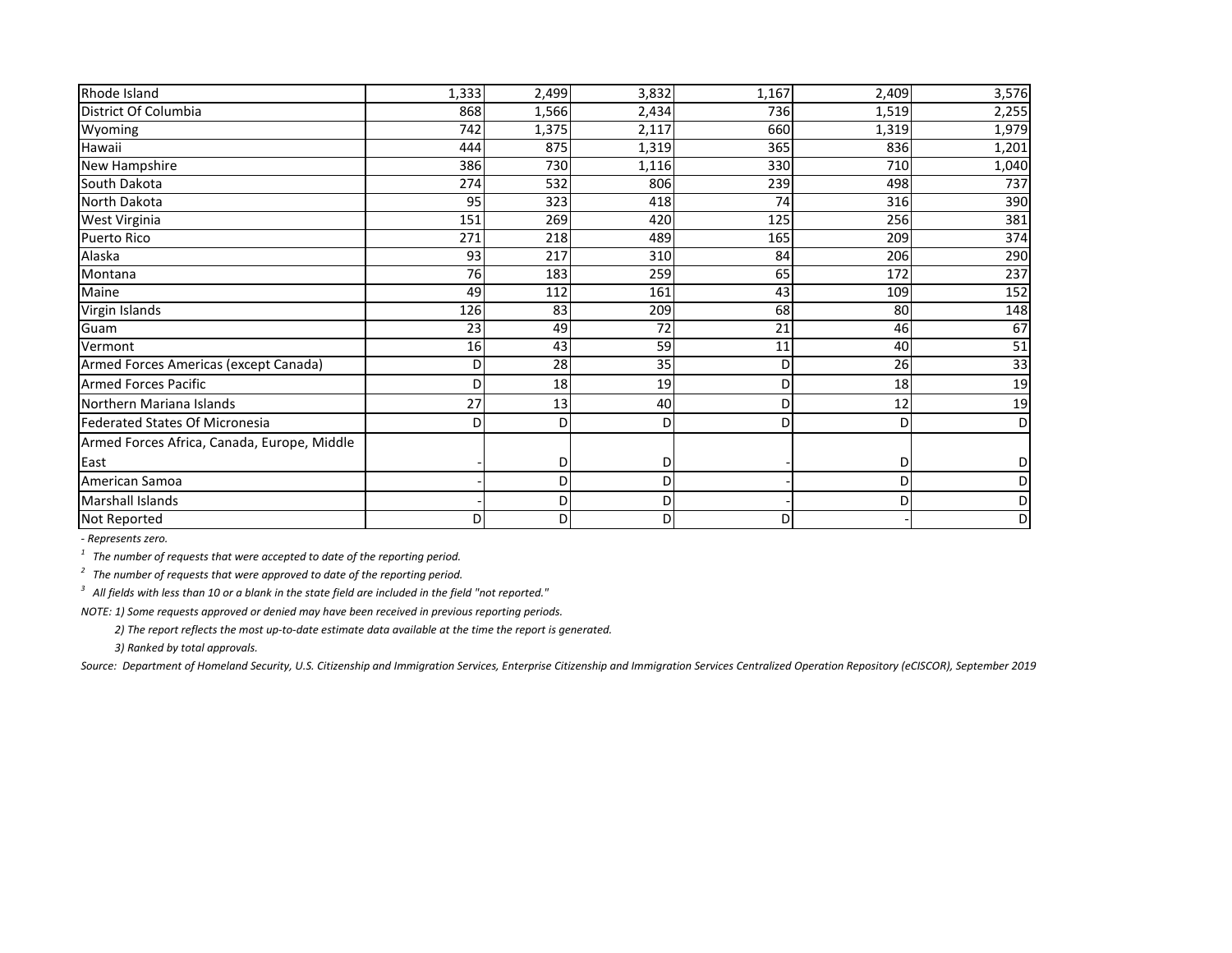| | | | | | | |
|---|---|---|---|---|---|---|
| Rhode Island | 1,333 | 2,499 | 3,832 | 1,167 | 2,409 | 3,576 |
| District Of Columbia | 868 | 1,566 | 2,434 | 736 | 1,519 | 2,255 |
| Wyoming | 742 | 1,375 | 2,117 | 660 | 1,319 | 1,979 |
| Hawaii | 444 | 875 | 1,319 | 365 | 836 | 1,201 |
| New Hampshire | 386 | 730 | 1,116 | 330 | 710 | 1,040 |
| South Dakota | 274 | 532 | 806 | 239 | 498 | 737 |
| North Dakota | 95 | 323 | 418 | 74 | 316 | 390 |
| West Virginia | 151 | 269 | 420 | 125 | 256 | 381 |
| Puerto Rico | 271 | 218 | 489 | 165 | 209 | 374 |
| Alaska | 93 | 217 | 310 | 84 | 206 | 290 |
| Montana | 76 | 183 | 259 | 65 | 172 | 237 |
| Maine | 49 | 112 | 161 | 43 | 109 | 152 |
| Virgin Islands | 126 | 83 | 209 | 68 | 80 | 148 |
| Guam | 23 | 49 | 72 | 21 | 46 | 67 |
| Vermont | 16 | 43 | 59 | 11 | 40 | 51 |
| Armed Forces Americas (except Canada) | D | 28 | 35 | D | 26 | 33 |
| Armed Forces Pacific | D | 18 | 19 | D | 18 | 19 |
| Northern Mariana Islands | 27 | 13 | 40 | D | 12 | 19 |
| Federated States Of Micronesia | D | D | D | D | D | D |
| Armed Forces Africa, Canada, Europe, Middle East | - | D | D | - | D | D |
| American Samoa | - | D | D | - | D | D |
| Marshall Islands | - | D | D | - | D | D |
| Not Reported | D | D | D | D | - | D |

*- Represents zero.*

*[1] The number of requests that were accepted to date of the reporting period.*

*[2] The number of requests that were approved to date of the reporting period.*

*[3] All fields with less than 10 or a blank in the state field are included in the field "not reported."*

*NOTE: 1) Some requests approved or denied may have been received in previous reporting periods.*

*2) The report reflects the most up-to-date estimate data available at the time the report is generated.*

*3) Ranked by total approvals.*

*Source: Department of Homeland Security, U.S. Citizenship and Immigration Services, Enterprise Citizenship and Immigration Services Centralized Operation Repository (eCISCOR), September 2019*